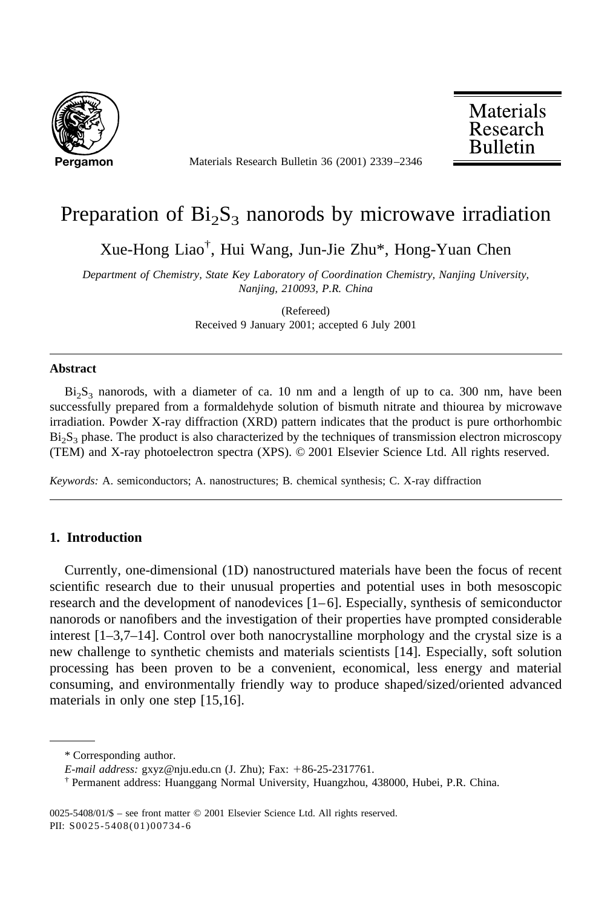# Preparation of $Bi_2S_3$ nanorods by microwave irradiation

Xue-Hong Liao[†], Hui Wang, Jun-Jie Zhu*, Hong-Yuan Chen

*Department of Chemistry, State Key Laboratory of Coordination Chemistry, Nanjing University, Nanjing, 210093, P.R. China*

(Refereed)
Received 9 January 2001; accepted 6 July 2001

### Abstract

$Bi_2S_3$ nanorods, with a diameter of ca. 10 nm and a length of up to ca. 300 nm, have been successfully prepared from a formaldehyde solution of bismuth nitrate and thiourea by microwave irradiation. Powder X-ray diffraction (XRD) pattern indicates that the product is pure orthorhombic $Bi_2S_3$ phase. The product is also characterized by the techniques of transmission electron microscopy (TEM) and X-ray photoelectron spectra (XPS). © 2001 Elsevier Science Ltd. All rights reserved.

*Keywords:* A. semiconductors; A. nanostructures; B. chemical synthesis; C. X-ray diffraction

## 1. Introduction

Currently, one-dimensional (1D) nanostructured materials have been the focus of recent scientific research due to their unusual properties and potential uses in both mesoscopic research and the development of nanodevices [1–6]. Especially, synthesis of semiconductor nanorods or nanofibers and the investigation of their properties have prompted considerable interest [1–3,7–14]. Control over both nanocrystalline morphology and the crystal size is a new challenge to synthetic chemists and materials scientists [14]. Especially, soft solution processing has been proven to be a convenient, economical, less energy and material consuming, and environmentally friendly way to produce shaped/sized/oriented advanced materials in only one step [15,16].

---

\* Corresponding author.

*E-mail address:* gxyz@nju.edu.cn (J. Zhu); Fax: +86-25-2317761.

[†] Permanent address: Huanggang Normal University, Huangzhou, 438000, Hubei, P.R. China.

0025-5408/01/$ – see front matter © 2001 Elsevier Science Ltd. All rights reserved.
PII: S0025-5408(01)00734-6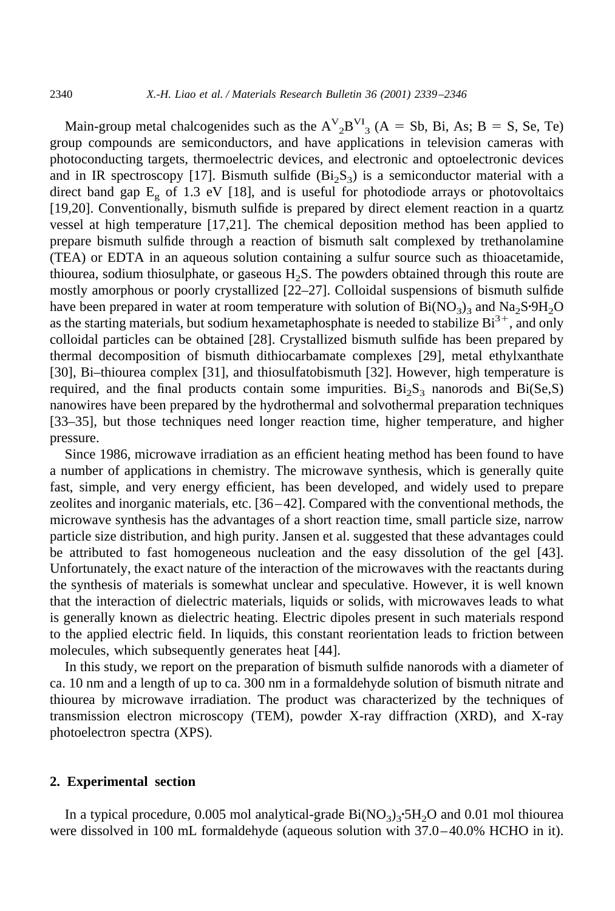Main-group metal chalcogenides such as the $A^{V}{}_2B^{VI}{}_3$ (A = Sb, Bi, As; B = S, Se, Te) group compounds are semiconductors, and have applications in television cameras with photoconducting targets, thermoelectric devices, and electronic and optoelectronic devices and in IR spectroscopy [17]. Bismuth sulfide ($Bi_2S_3$) is a semiconductor material with a direct band gap $E_g$ of 1.3 eV [18], and is useful for photodiode arrays or photovoltaics [19,20]. Conventionally, bismuth sulfide is prepared by direct element reaction in a quartz vessel at high temperature [17,21]. The chemical deposition method has been applied to prepare bismuth sulfide through a reaction of bismuth salt complexed by trethanolamine (TEA) or EDTA in an aqueous solution containing a sulfur source such as thioacetamide, thiourea, sodium thiosulphate, or gaseous $H_2S$. The powders obtained through this route are mostly amorphous or poorly crystallized [22–27]. Colloidal suspensions of bismuth sulfide have been prepared in water at room temperature with solution of $Bi(NO_3)_3$ and $Na_2S{\cdot}9H_2O$ as the starting materials, but sodium hexametaphosphate is needed to stabilize $Bi^{3+}$, and only colloidal particles can be obtained [28]. Crystallized bismuth sulfide has been prepared by thermal decomposition of bismuth dithiocarbamate complexes [29], metal ethylxanthate [30], Bi–thiourea complex [31], and thiosulfatobismuth [32]. However, high temperature is required, and the final products contain some impurities. $Bi_2S_3$ nanorods and Bi(Se,S) nanowires have been prepared by the hydrothermal and solvothermal preparation techniques [33–35], but those techniques need longer reaction time, higher temperature, and higher pressure.

Since 1986, microwave irradiation as an efficient heating method has been found to have a number of applications in chemistry. The microwave synthesis, which is generally quite fast, simple, and very energy efficient, has been developed, and widely used to prepare zeolites and inorganic materials, etc. [36–42]. Compared with the conventional methods, the microwave synthesis has the advantages of a short reaction time, small particle size, narrow particle size distribution, and high purity. Jansen et al. suggested that these advantages could be attributed to fast homogeneous nucleation and the easy dissolution of the gel [43]. Unfortunately, the exact nature of the interaction of the microwaves with the reactants during the synthesis of materials is somewhat unclear and speculative. However, it is well known that the interaction of dielectric materials, liquids or solids, with microwaves leads to what is generally known as dielectric heating. Electric dipoles present in such materials respond to the applied electric field. In liquids, this constant reorientation leads to friction between molecules, which subsequently generates heat [44].

In this study, we report on the preparation of bismuth sulfide nanorods with a diameter of ca. 10 nm and a length of up to ca. 300 nm in a formaldehyde solution of bismuth nitrate and thiourea by microwave irradiation. The product was characterized by the techniques of transmission electron microscopy (TEM), powder X-ray diffraction (XRD), and X-ray photoelectron spectra (XPS).

## 2. Experimental section

In a typical procedure, 0.005 mol analytical-grade $Bi(NO_3)_3{\cdot}5H_2O$ and 0.01 mol thiourea were dissolved in 100 mL formaldehyde (aqueous solution with 37.0–40.0% HCHO in it).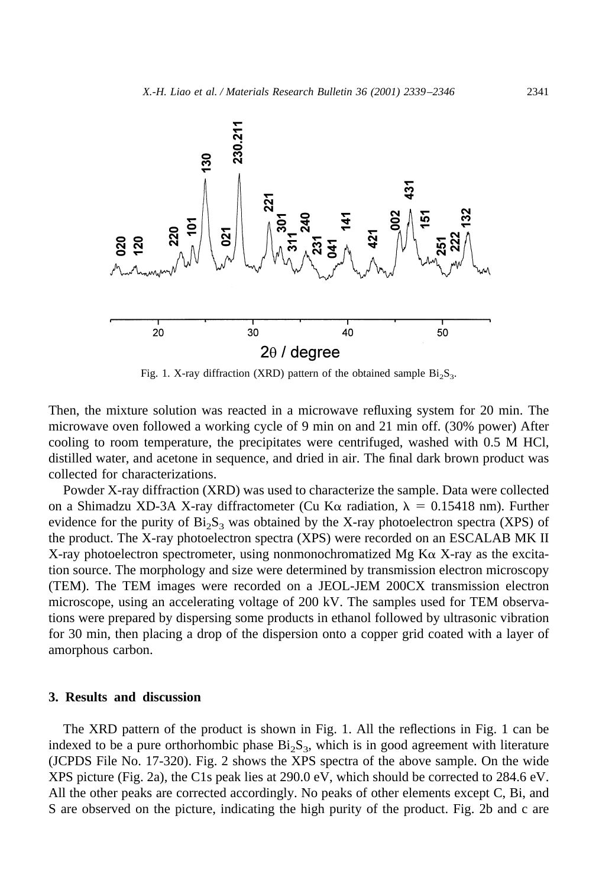Fig. 1. X-ray diffraction (XRD) pattern of the obtained sample $Bi_2S_3$.

Then, the mixture solution was reacted in a microwave refluxing system for 20 min. The microwave oven followed a working cycle of 9 min on and 21 min off. (30% power) After cooling to room temperature, the precipitates were centrifuged, washed with 0.5 M HCl, distilled water, and acetone in sequence, and dried in air. The final dark brown product was collected for characterizations.

Powder X-ray diffraction (XRD) was used to characterize the sample. Data were collected on a Shimadzu XD-3A X-ray diffractometer (Cu Kα radiation, $\lambda = 0.15418$ nm). Further evidence for the purity of $Bi_2S_3$ was obtained by the X-ray photoelectron spectra (XPS) of the product. The X-ray photoelectron spectra (XPS) were recorded on an ESCALAB MK II X-ray photoelectron spectrometer, using nonmonochromatized Mg Kα X-ray as the excitation source. The morphology and size were determined by transmission electron microscopy (TEM). The TEM images were recorded on a JEOL-JEM 200CX transmission electron microscope, using an accelerating voltage of 200 kV. The samples used for TEM observations were prepared by dispersing some products in ethanol followed by ultrasonic vibration for 30 min, then placing a drop of the dispersion onto a copper grid coated with a layer of amorphous carbon.

## 3. Results and discussion

The XRD pattern of the product is shown in Fig. 1. All the reflections in Fig. 1 can be indexed to be a pure orthorhombic phase $Bi_2S_3$, which is in good agreement with literature (JCPDS File No. 17-320). Fig. 2 shows the XPS spectra of the above sample. On the wide XPS picture (Fig. 2a), the C1s peak lies at 290.0 eV, which should be corrected to 284.6 eV. All the other peaks are corrected accordingly. No peaks of other elements except C, Bi, and S are observed on the picture, indicating the high purity of the product. Fig. 2b and c are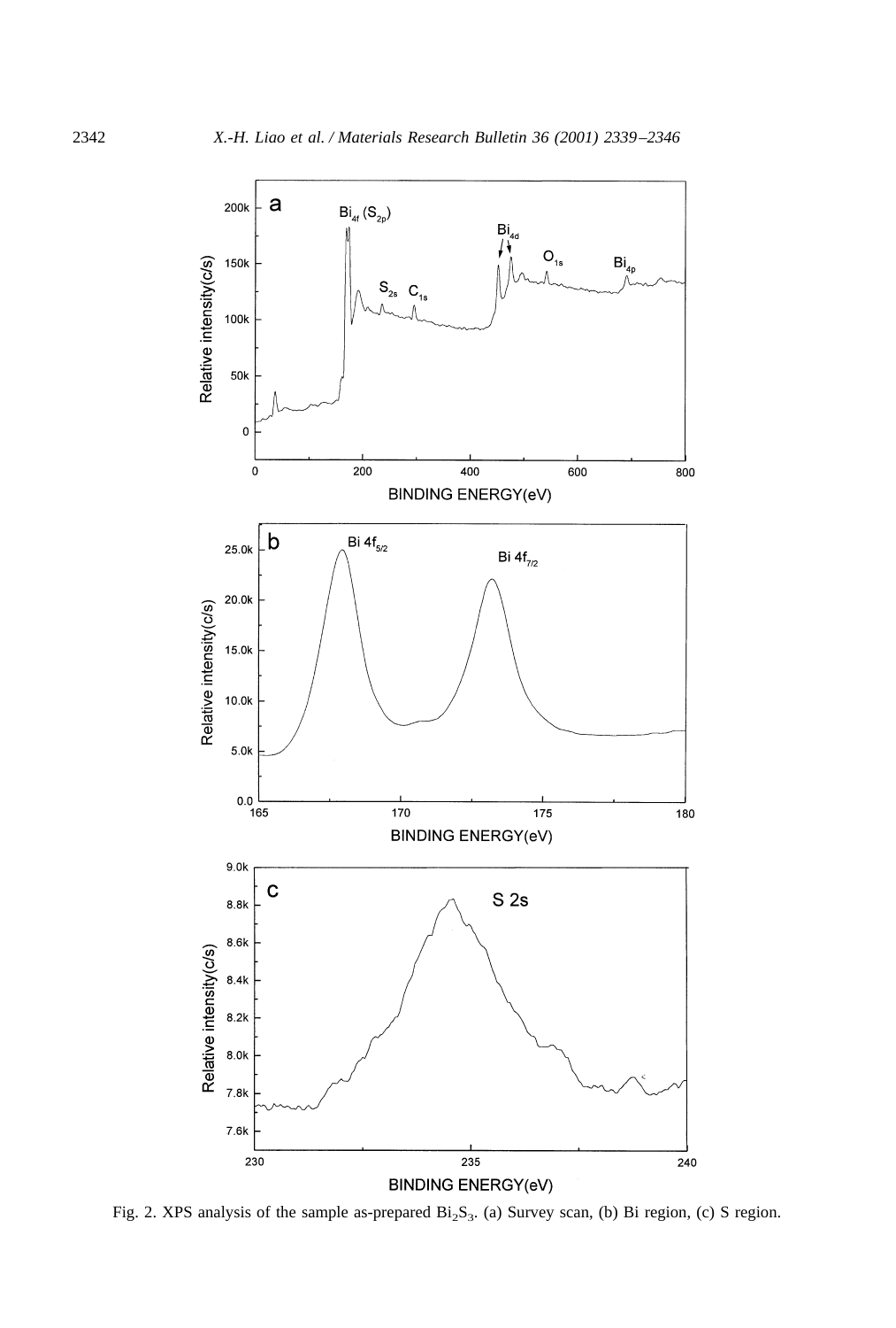Fig. 2. XPS analysis of the sample as-prepared $Bi_2S_3$. (a) Survey scan, (b) Bi region, (c) S region.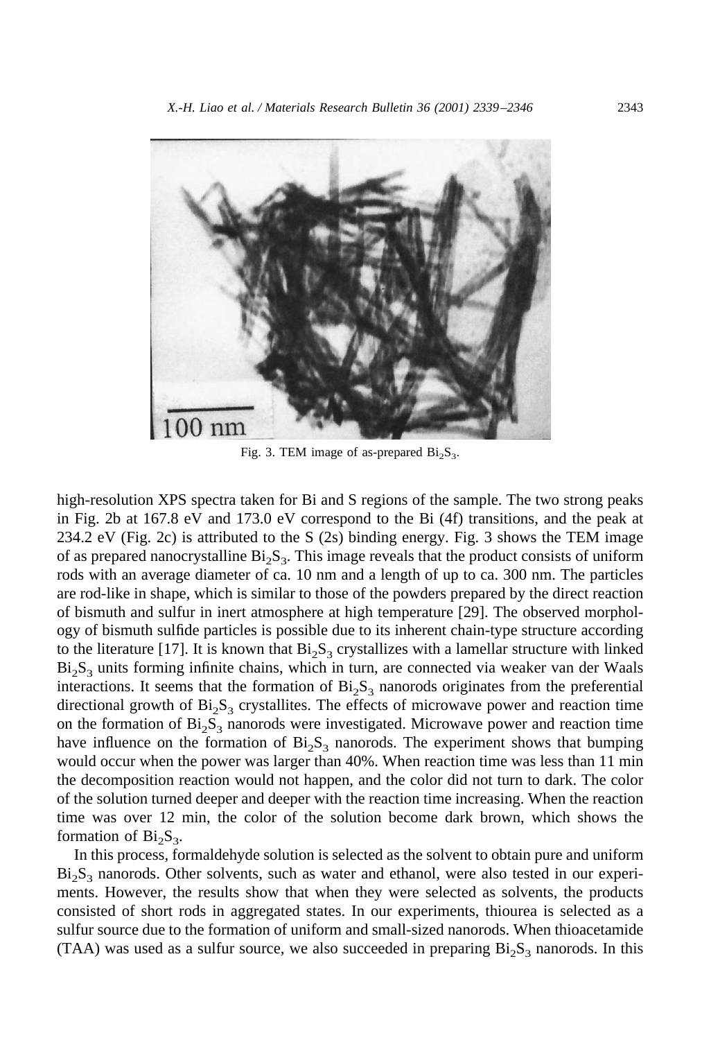Fig. 3. TEM image of as-prepared $Bi_2S_3$.

high-resolution XPS spectra taken for Bi and S regions of the sample. The two strong peaks in Fig. 2b at 167.8 eV and 173.0 eV correspond to the Bi (4f) transitions, and the peak at 234.2 eV (Fig. 2c) is attributed to the S (2s) binding energy. Fig. 3 shows the TEM image of as prepared nanocrystalline $Bi_2S_3$. This image reveals that the product consists of uniform rods with an average diameter of ca. 10 nm and a length of up to ca. 300 nm. The particles are rod-like in shape, which is similar to those of the powders prepared by the direct reaction of bismuth and sulfur in inert atmosphere at high temperature [29]. The observed morphology of bismuth sulfide particles is possible due to its inherent chain-type structure according to the literature [17]. It is known that $Bi_2S_3$ crystallizes with a lamellar structure with linked $Bi_2S_3$ units forming infinite chains, which in turn, are connected via weaker van der Waals interactions. It seems that the formation of $Bi_2S_3$ nanorods originates from the preferential directional growth of $Bi_2S_3$ crystallites. The effects of microwave power and reaction time on the formation of $Bi_2S_3$ nanorods were investigated. Microwave power and reaction time have influence on the formation of $Bi_2S_3$ nanorods. The experiment shows that bumping would occur when the power was larger than 40%. When reaction time was less than 11 min the decomposition reaction would not happen, and the color did not turn to dark. The color of the solution turned deeper and deeper with the reaction time increasing. When the reaction time was over 12 min, the color of the solution become dark brown, which shows the formation of $Bi_2S_3$.

In this process, formaldehyde solution is selected as the solvent to obtain pure and uniform $Bi_2S_3$ nanorods. Other solvents, such as water and ethanol, were also tested in our experiments. However, the results show that when they were selected as solvents, the products consisted of short rods in aggregated states. In our experiments, thiourea is selected as a sulfur source due to the formation of uniform and small-sized nanorods. When thioacetamide (TAA) was used as a sulfur source, we also succeeded in preparing $Bi_2S_3$ nanorods. In this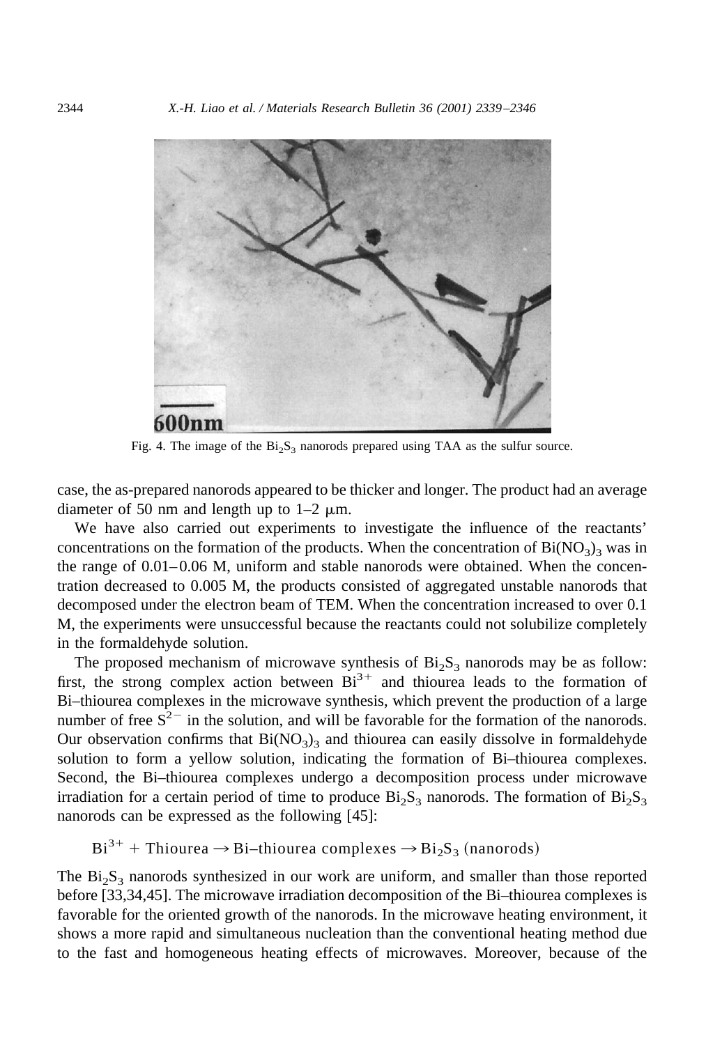Fig. 4. The image of the $Bi_2S_3$ nanorods prepared using TAA as the sulfur source.

case, the as-prepared nanorods appeared to be thicker and longer. The product had an average diameter of 50 nm and length up to 1–2 μm.

We have also carried out experiments to investigate the influence of the reactants' concentrations on the formation of the products. When the concentration of $Bi(NO_3)_3$ was in the range of 0.01–0.06 M, uniform and stable nanorods were obtained. When the concentration decreased to 0.005 M, the products consisted of aggregated unstable nanorods that decomposed under the electron beam of TEM. When the concentration increased to over 0.1 M, the experiments were unsuccessful because the reactants could not solubilize completely in the formaldehyde solution.

The proposed mechanism of microwave synthesis of $Bi_2S_3$ nanorods may be as follow: first, the strong complex action between $Bi^{3+}$ and thiourea leads to the formation of Bi–thiourea complexes in the microwave synthesis, which prevent the production of a large number of free $S^{2-}$ in the solution, and will be favorable for the formation of the nanorods. Our observation confirms that $Bi(NO_3)_3$ and thiourea can easily dissolve in formaldehyde solution to form a yellow solution, indicating the formation of Bi–thiourea complexes. Second, the Bi–thiourea complexes undergo a decomposition process under microwave irradiation for a certain period of time to produce $Bi_2S_3$ nanorods. The formation of $Bi_2S_3$ nanorods can be expressed as the following [45]:

$$Bi^{3+} + \text{Thiourea} \rightarrow \text{Bi–thiourea complexes} \rightarrow Bi_2S_3 \text{ (nanorods)}$$

The $Bi_2S_3$ nanorods synthesized in our work are uniform, and smaller than those reported before [33,34,45]. The microwave irradiation decomposition of the Bi–thiourea complexes is favorable for the oriented growth of the nanorods. In the microwave heating environment, it shows a more rapid and simultaneous nucleation than the conventional heating method due to the fast and homogeneous heating effects of microwaves. Moreover, because of the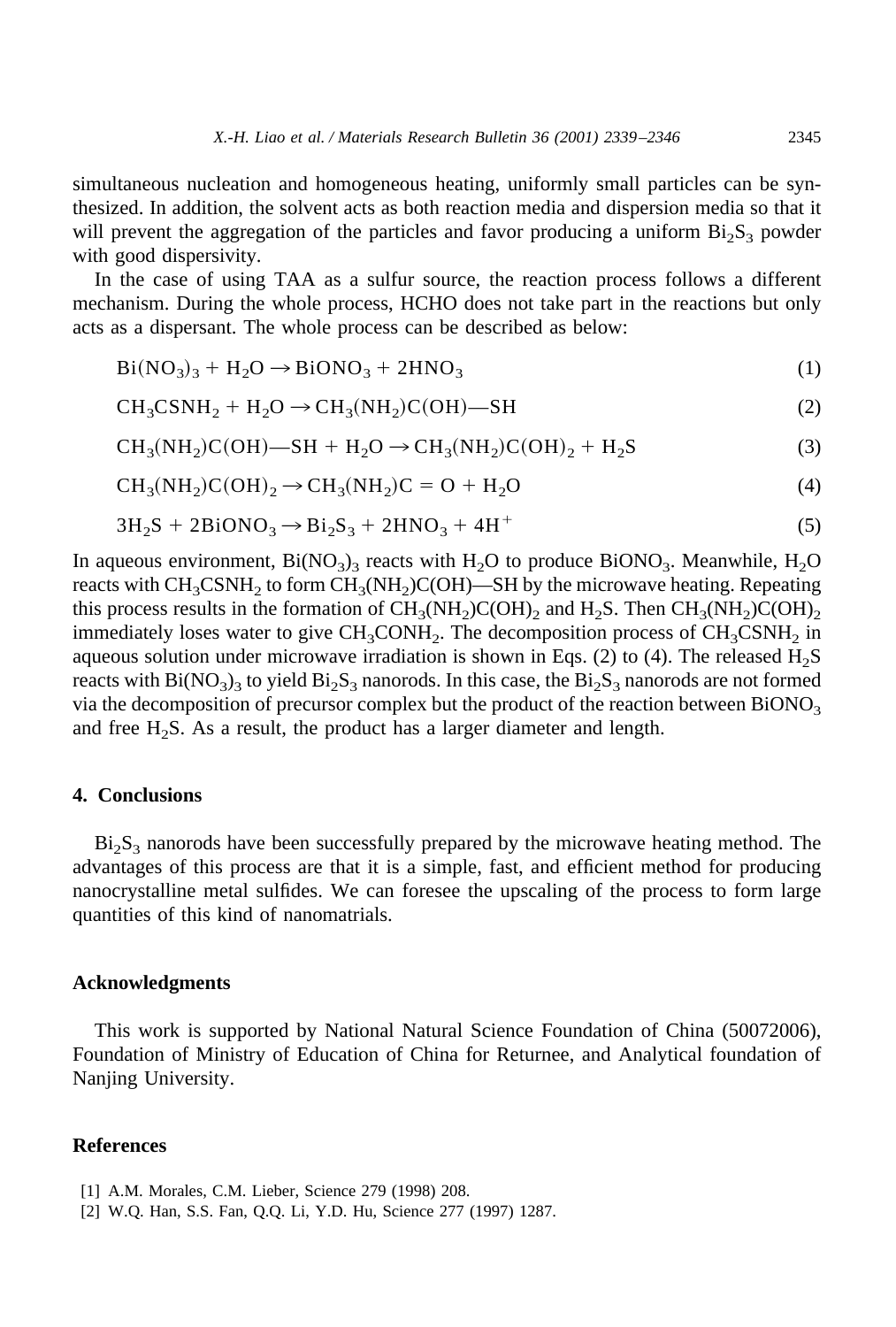simultaneous nucleation and homogeneous heating, uniformly small particles can be synthesized. In addition, the solvent acts as both reaction media and dispersion media so that it will prevent the aggregation of the particles and favor producing a uniform $Bi_2S_3$ powder with good dispersivity.

In the case of using TAA as a sulfur source, the reaction process follows a different mechanism. During the whole process, HCHO does not take part in the reactions but only acts as a dispersant. The whole process can be described as below:

$$Bi(NO_3)_3 + H_2O \rightarrow BiONO_3 + 2HNO_3 \tag{1}$$

$$CH_3CSNH_2 + H_2O \rightarrow CH_3(NH_2)C(OH)\text{—}SH \tag{2}$$

$$CH_3(NH_2)C(OH)\text{—}SH + H_2O \rightarrow CH_3(NH_2)C(OH)_2 + H_2S \tag{3}$$

$$CH_3(NH_2)C(OH)_2 \rightarrow CH_3(NH_2)C = O + H_2O \tag{4}$$

$$3H_2S + 2BiONO_3 \rightarrow Bi_2S_3 + 2HNO_3 + 4H^+ \tag{5}$$

In aqueous environment, $Bi(NO_3)_3$ reacts with $H_2O$ to produce $BiONO_3$. Meanwhile, $H_2O$ reacts with $CH_3CSNH_2$ to form $CH_3(NH_2)C(OH)$—SH by the microwave heating. Repeating this process results in the formation of $CH_3(NH_2)C(OH)_2$ and $H_2S$. Then $CH_3(NH_2)C(OH)_2$ immediately loses water to give $CH_3CONH_2$. The decomposition process of $CH_3CSNH_2$ in aqueous solution under microwave irradiation is shown in Eqs. (2) to (4). The released $H_2S$ reacts with $Bi(NO_3)_3$ to yield $Bi_2S_3$ nanorods. In this case, the $Bi_2S_3$ nanorods are not formed via the decomposition of precursor complex but the product of the reaction between $BiONO_3$ and free $H_2S$. As a result, the product has a larger diameter and length.

## 4. Conclusions

$Bi_2S_3$ nanorods have been successfully prepared by the microwave heating method. The advantages of this process are that it is a simple, fast, and efficient method for producing nanocrystalline metal sulfides. We can foresee the upscaling of the process to form large quantities of this kind of nanomatrials.

## Acknowledgments

This work is supported by National Natural Science Foundation of China (50072006), Foundation of Ministry of Education of China for Returnee, and Analytical foundation of Nanjing University.

## References

[1] A.M. Morales, C.M. Lieber, Science 279 (1998) 208.

[2] W.Q. Han, S.S. Fan, Q.Q. Li, Y.D. Hu, Science 277 (1997) 1287.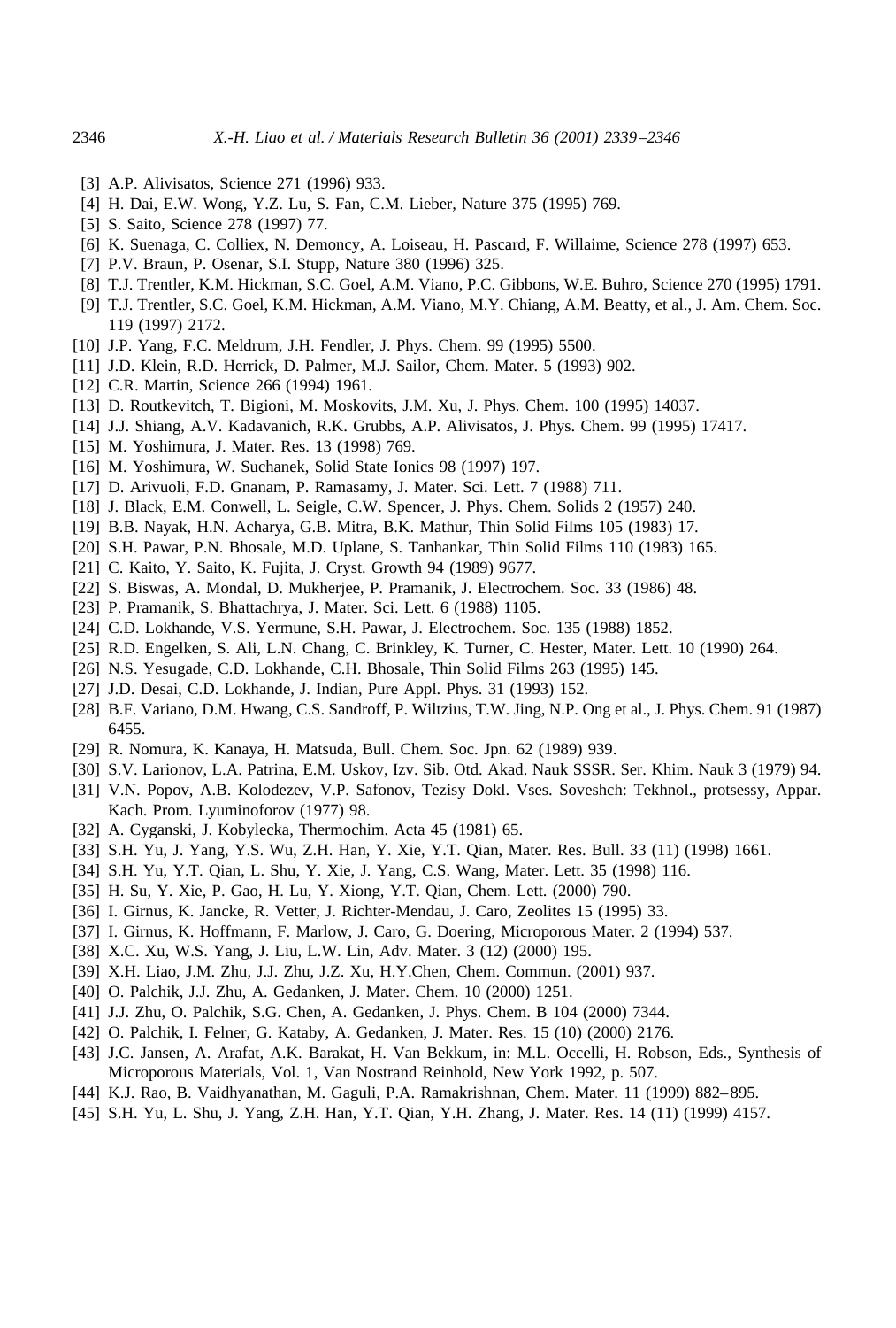[3] A.P. Alivisatos, Science 271 (1996) 933.

[4] H. Dai, E.W. Wong, Y.Z. Lu, S. Fan, C.M. Lieber, Nature 375 (1995) 769.

[5] S. Saito, Science 278 (1997) 77.

[6] K. Suenaga, C. Colliex, N. Demoncy, A. Loiseau, H. Pascard, F. Willaime, Science 278 (1997) 653.

[7] P.V. Braun, P. Osenar, S.I. Stupp, Nature 380 (1996) 325.

[8] T.J. Trentler, K.M. Hickman, S.C. Goel, A.M. Viano, P.C. Gibbons, W.E. Buhro, Science 270 (1995) 1791.

[9] T.J. Trentler, S.C. Goel, K.M. Hickman, A.M. Viano, M.Y. Chiang, A.M. Beatty, et al., J. Am. Chem. Soc. 119 (1997) 2172.

[10] J.P. Yang, F.C. Meldrum, J.H. Fendler, J. Phys. Chem. 99 (1995) 5500.

[11] J.D. Klein, R.D. Herrick, D. Palmer, M.J. Sailor, Chem. Mater. 5 (1993) 902.

[12] C.R. Martin, Science 266 (1994) 1961.

[13] D. Routkevitch, T. Bigioni, M. Moskovits, J.M. Xu, J. Phys. Chem. 100 (1995) 14037.

[14] J.J. Shiang, A.V. Kadavanich, R.K. Grubbs, A.P. Alivisatos, J. Phys. Chem. 99 (1995) 17417.

[15] M. Yoshimura, J. Mater. Res. 13 (1998) 769.

[16] M. Yoshimura, W. Suchanek, Solid State Ionics 98 (1997) 197.

[17] D. Arivuoli, F.D. Gnanam, P. Ramasamy, J. Mater. Sci. Lett. 7 (1988) 711.

[18] J. Black, E.M. Conwell, L. Seigle, C.W. Spencer, J. Phys. Chem. Solids 2 (1957) 240.

[19] B.B. Nayak, H.N. Acharya, G.B. Mitra, B.K. Mathur, Thin Solid Films 105 (1983) 17.

[20] S.H. Pawar, P.N. Bhosale, M.D. Uplane, S. Tanhankar, Thin Solid Films 110 (1983) 165.

[21] C. Kaito, Y. Saito, K. Fujita, J. Cryst. Growth 94 (1989) 9677.

[22] S. Biswas, A. Mondal, D. Mukherjee, P. Pramanik, J. Electrochem. Soc. 33 (1986) 48.

[23] P. Pramanik, S. Bhattachrya, J. Mater. Sci. Lett. 6 (1988) 1105.

[24] C.D. Lokhande, V.S. Yermune, S.H. Pawar, J. Electrochem. Soc. 135 (1988) 1852.

[25] R.D. Engelken, S. Ali, L.N. Chang, C. Brinkley, K. Turner, C. Hester, Mater. Lett. 10 (1990) 264.

[26] N.S. Yesugade, C.D. Lokhande, C.H. Bhosale, Thin Solid Films 263 (1995) 145.

[27] J.D. Desai, C.D. Lokhande, J. Indian, Pure Appl. Phys. 31 (1993) 152.

[28] B.F. Variano, D.M. Hwang, C.S. Sandroff, P. Wiltzius, T.W. Jing, N.P. Ong et al., J. Phys. Chem. 91 (1987) 6455.

[29] R. Nomura, K. Kanaya, H. Matsuda, Bull. Chem. Soc. Jpn. 62 (1989) 939.

[30] S.V. Larionov, L.A. Patrina, E.M. Uskov, Izv. Sib. Otd. Akad. Nauk SSSR. Ser. Khim. Nauk 3 (1979) 94.

[31] V.N. Popov, A.B. Kolodezev, V.P. Safonov, Tezisy Dokl. Vses. Soveshch: Tekhnol., protsessy, Appar. Kach. Prom. Lyuminoforov (1977) 98.

[32] A. Cyganski, J. Kobylecka, Thermochim. Acta 45 (1981) 65.

[33] S.H. Yu, J. Yang, Y.S. Wu, Z.H. Han, Y. Xie, Y.T. Qian, Mater. Res. Bull. 33 (11) (1998) 1661.

[34] S.H. Yu, Y.T. Qian, L. Shu, Y. Xie, J. Yang, C.S. Wang, Mater. Lett. 35 (1998) 116.

[35] H. Su, Y. Xie, P. Gao, H. Lu, Y. Xiong, Y.T. Qian, Chem. Lett. (2000) 790.

[36] I. Girnus, K. Jancke, R. Vetter, J. Richter-Mendau, J. Caro, Zeolites 15 (1995) 33.

[37] I. Girnus, K. Hoffmann, F. Marlow, J. Caro, G. Doering, Microporous Mater. 2 (1994) 537.

[38] X.C. Xu, W.S. Yang, J. Liu, L.W. Lin, Adv. Mater. 3 (12) (2000) 195.

[39] X.H. Liao, J.M. Zhu, J.J. Zhu, J.Z. Xu, H.Y.Chen, Chem. Commun. (2001) 937.

[40] O. Palchik, J.J. Zhu, A. Gedanken, J. Mater. Chem. 10 (2000) 1251.

[41] J.J. Zhu, O. Palchik, S.G. Chen, A. Gedanken, J. Phys. Chem. B 104 (2000) 7344.

[42] O. Palchik, I. Felner, G. Kataby, A. Gedanken, J. Mater. Res. 15 (10) (2000) 2176.

[43] J.C. Jansen, A. Arafat, A.K. Barakat, H. Van Bekkum, in: M.L. Occelli, H. Robson, Eds., Synthesis of Microporous Materials, Vol. 1, Van Nostrand Reinhold, New York 1992, p. 507.

[44] K.J. Rao, B. Vaidhyanathan, M. Gaguli, P.A. Ramakrishnan, Chem. Mater. 11 (1999) 882–895.

[45] S.H. Yu, L. Shu, J. Yang, Z.H. Han, Y.T. Qian, Y.H. Zhang, J. Mater. Res. 14 (11) (1999) 4157.